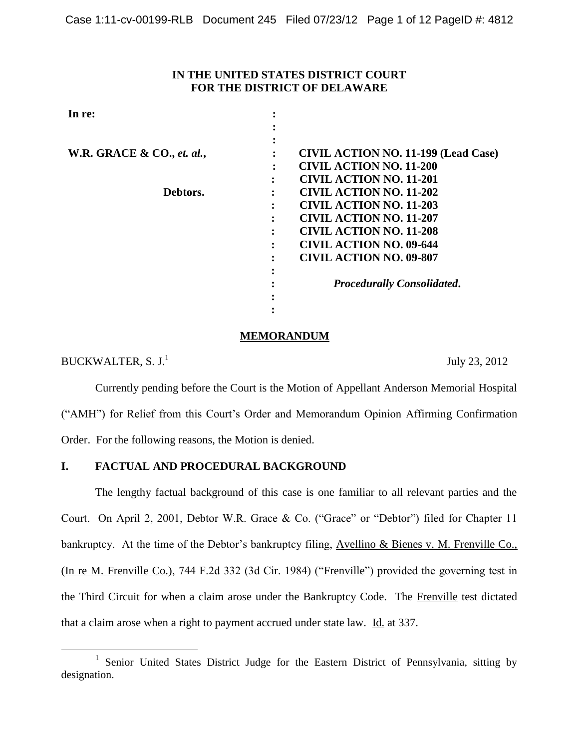**IN THE UNITED STATES DISTRICT COURT**
**FOR THE DISTRICT OF DELAWARE**

| | | |
|---|---|---|
| **In re:** | : | |
| | : | |
| | : | |
| **W.R. GRACE & CO.,** ***et. al.*****,** | : | **CIVIL ACTION NO. 11-199 (Lead Case)** |
| | : | **CIVIL ACTION NO. 11-200** |
| | : | **CIVIL ACTION NO. 11-201** |
| **Debtors.** | : | **CIVIL ACTION NO. 11-202** |
| | : | **CIVIL ACTION NO. 11-203** |
| | : | **CIVIL ACTION NO. 11-207** |
| | : | **CIVIL ACTION NO. 11-208** |
| | : | **CIVIL ACTION NO. 09-644** |
| | : | **CIVIL ACTION NO. 09-807** |
| | : | |
| | : | ***Procedurally Consolidated*****.** |
| | : | |
| | : | |

**MEMORANDUM**

BUCKWALTER, S. J.[1] July 23, 2012

Currently pending before the Court is the Motion of Appellant Anderson Memorial Hospital ("AMH") for Relief from this Court's Order and Memorandum Opinion Affirming Confirmation Order. For the following reasons, the Motion is denied.

## I. FACTUAL AND PROCEDURAL BACKGROUND

The lengthy factual background of this case is one familiar to all relevant parties and the Court. On April 2, 2001, Debtor W.R. Grace & Co. ("Grace" or "Debtor") filed for Chapter 11 bankruptcy. At the time of the Debtor's bankruptcy filing, Avellino & Bienes v. M. Frenville Co., (In re M. Frenville Co.), 744 F.2d 332 (3d Cir. 1984) ("Frenville") provided the governing test in the Third Circuit for when a claim arose under the Bankruptcy Code. The Frenville test dictated that a claim arose when a right to payment accrued under state law. Id. at 337.

---

[1] Senior United States District Judge for the Eastern District of Pennsylvania, sitting by designation.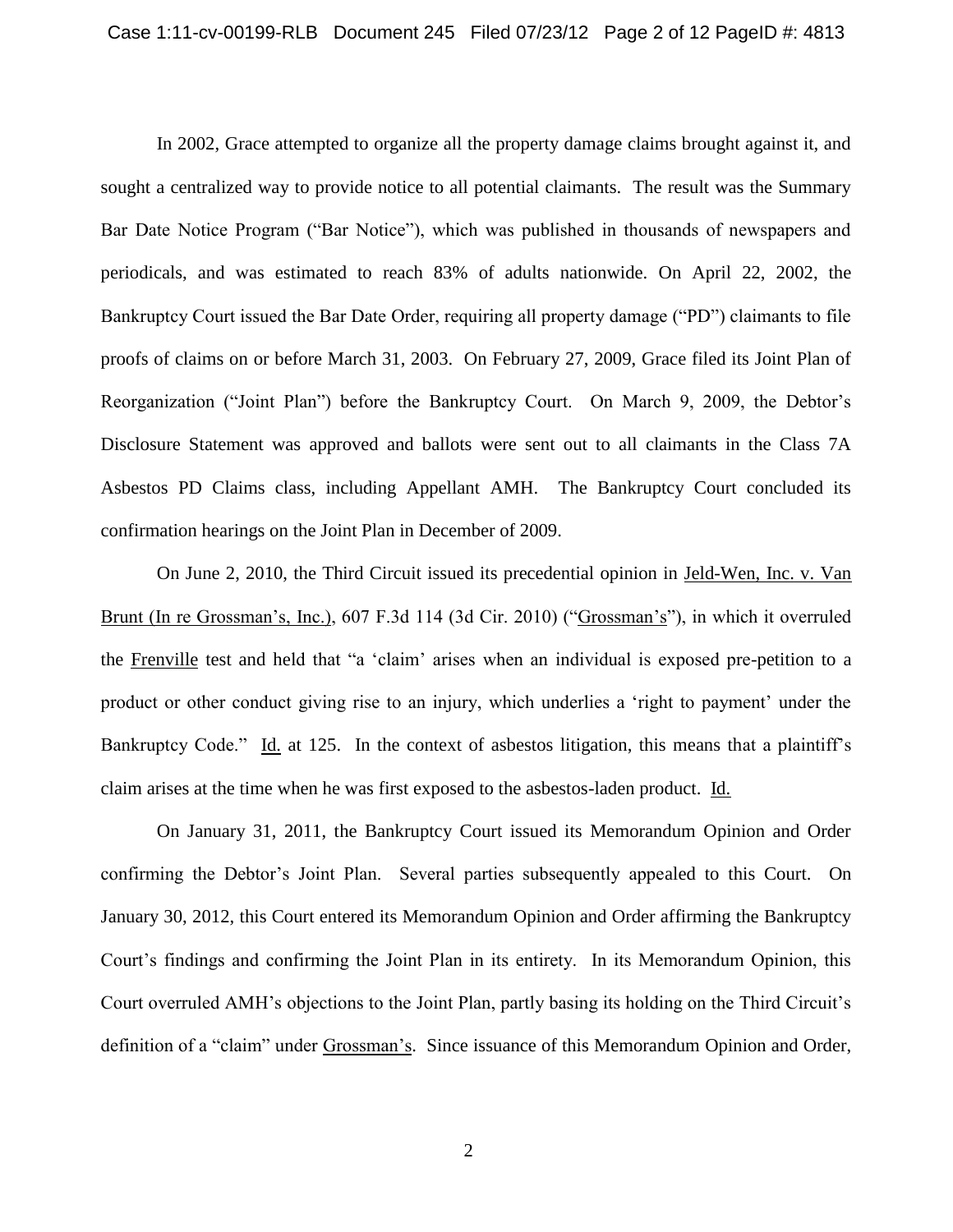In 2002, Grace attempted to organize all the property damage claims brought against it, and sought a centralized way to provide notice to all potential claimants. The result was the Summary Bar Date Notice Program ("Bar Notice"), which was published in thousands of newspapers and periodicals, and was estimated to reach 83% of adults nationwide. On April 22, 2002, the Bankruptcy Court issued the Bar Date Order, requiring all property damage ("PD") claimants to file proofs of claims on or before March 31, 2003. On February 27, 2009, Grace filed its Joint Plan of Reorganization ("Joint Plan") before the Bankruptcy Court. On March 9, 2009, the Debtor's Disclosure Statement was approved and ballots were sent out to all claimants in the Class 7A Asbestos PD Claims class, including Appellant AMH. The Bankruptcy Court concluded its confirmation hearings on the Joint Plan in December of 2009.

On June 2, 2010, the Third Circuit issued its precedential opinion in Jeld-Wen, Inc. v. Van Brunt (In re Grossman's, Inc.), 607 F.3d 114 (3d Cir. 2010) ("Grossman's"), in which it overruled the Frenville test and held that "a 'claim' arises when an individual is exposed pre-petition to a product or other conduct giving rise to an injury, which underlies a 'right to payment' under the Bankruptcy Code." Id. at 125. In the context of asbestos litigation, this means that a plaintiff's claim arises at the time when he was first exposed to the asbestos-laden product. Id.

On January 31, 2011, the Bankruptcy Court issued its Memorandum Opinion and Order confirming the Debtor's Joint Plan. Several parties subsequently appealed to this Court. On January 30, 2012, this Court entered its Memorandum Opinion and Order affirming the Bankruptcy Court's findings and confirming the Joint Plan in its entirety. In its Memorandum Opinion, this Court overruled AMH's objections to the Joint Plan, partly basing its holding on the Third Circuit's definition of a "claim" under Grossman's. Since issuance of this Memorandum Opinion and Order,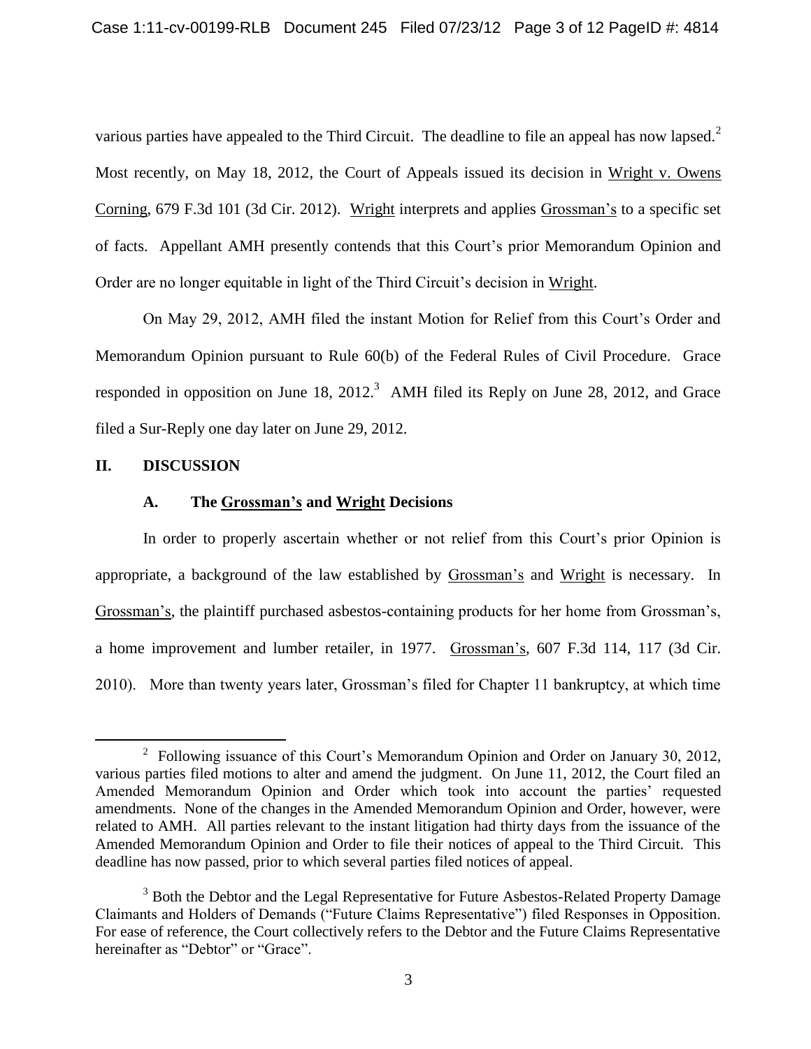various parties have appealed to the Third Circuit. The deadline to file an appeal has now lapsed.[2] Most recently, on May 18, 2012, the Court of Appeals issued its decision in Wright v. Owens Corning, 679 F.3d 101 (3d Cir. 2012). Wright interprets and applies Grossman's to a specific set of facts. Appellant AMH presently contends that this Court's prior Memorandum Opinion and Order are no longer equitable in light of the Third Circuit's decision in Wright.

On May 29, 2012, AMH filed the instant Motion for Relief from this Court's Order and Memorandum Opinion pursuant to Rule 60(b) of the Federal Rules of Civil Procedure. Grace responded in opposition on June 18, 2012.[3] AMH filed its Reply on June 28, 2012, and Grace filed a Sur-Reply one day later on June 29, 2012.

## II. DISCUSSION

### A. The Grossman's and Wright Decisions

In order to properly ascertain whether or not relief from this Court's prior Opinion is appropriate, a background of the law established by Grossman's and Wright is necessary. In Grossman's, the plaintiff purchased asbestos-containing products for her home from Grossman's, a home improvement and lumber retailer, in 1977. Grossman's, 607 F.3d 114, 117 (3d Cir. 2010). More than twenty years later, Grossman's filed for Chapter 11 bankruptcy, at which time

---

[2] Following issuance of this Court's Memorandum Opinion and Order on January 30, 2012, various parties filed motions to alter and amend the judgment. On June 11, 2012, the Court filed an Amended Memorandum Opinion and Order which took into account the parties' requested amendments. None of the changes in the Amended Memorandum Opinion and Order, however, were related to AMH. All parties relevant to the instant litigation had thirty days from the issuance of the Amended Memorandum Opinion and Order to file their notices of appeal to the Third Circuit. This deadline has now passed, prior to which several parties filed notices of appeal.

[3] Both the Debtor and the Legal Representative for Future Asbestos-Related Property Damage Claimants and Holders of Demands ("Future Claims Representative") filed Responses in Opposition. For ease of reference, the Court collectively refers to the Debtor and the Future Claims Representative hereinafter as "Debtor" or "Grace".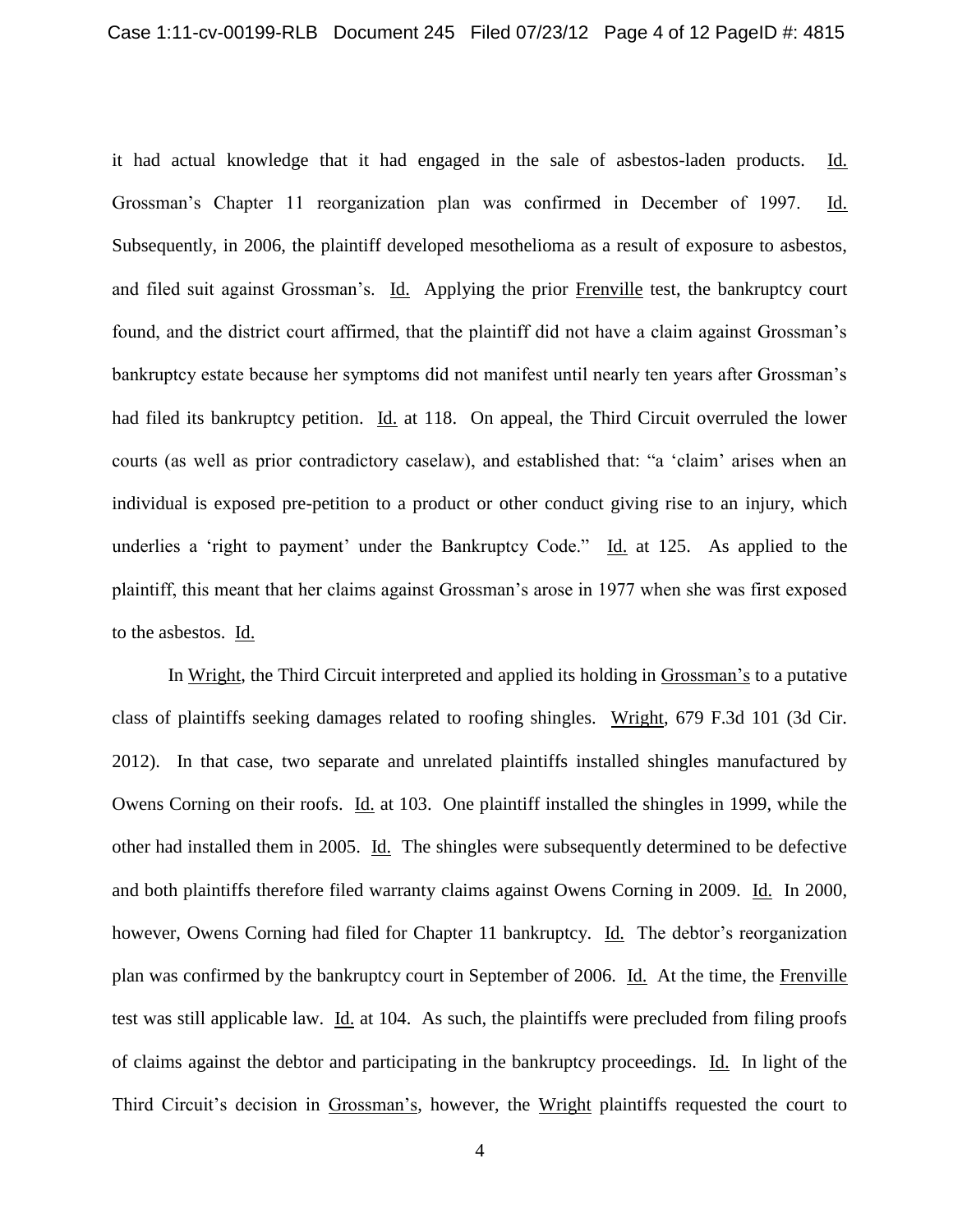it had actual knowledge that it had engaged in the sale of asbestos-laden products. Id. Grossman's Chapter 11 reorganization plan was confirmed in December of 1997. Id. Subsequently, in 2006, the plaintiff developed mesothelioma as a result of exposure to asbestos, and filed suit against Grossman's. Id. Applying the prior Frenville test, the bankruptcy court found, and the district court affirmed, that the plaintiff did not have a claim against Grossman's bankruptcy estate because her symptoms did not manifest until nearly ten years after Grossman's had filed its bankruptcy petition. Id. at 118. On appeal, the Third Circuit overruled the lower courts (as well as prior contradictory caselaw), and established that: "a 'claim' arises when an individual is exposed pre-petition to a product or other conduct giving rise to an injury, which underlies a 'right to payment' under the Bankruptcy Code." Id. at 125. As applied to the plaintiff, this meant that her claims against Grossman's arose in 1977 when she was first exposed to the asbestos. Id.

In Wright, the Third Circuit interpreted and applied its holding in Grossman's to a putative class of plaintiffs seeking damages related to roofing shingles. Wright, 679 F.3d 101 (3d Cir. 2012). In that case, two separate and unrelated plaintiffs installed shingles manufactured by Owens Corning on their roofs. Id. at 103. One plaintiff installed the shingles in 1999, while the other had installed them in 2005. Id. The shingles were subsequently determined to be defective and both plaintiffs therefore filed warranty claims against Owens Corning in 2009. Id. In 2000, however, Owens Corning had filed for Chapter 11 bankruptcy. Id. The debtor's reorganization plan was confirmed by the bankruptcy court in September of 2006. Id. At the time, the Frenville test was still applicable law. Id. at 104. As such, the plaintiffs were precluded from filing proofs of claims against the debtor and participating in the bankruptcy proceedings. Id. In light of the Third Circuit's decision in Grossman's, however, the Wright plaintiffs requested the court to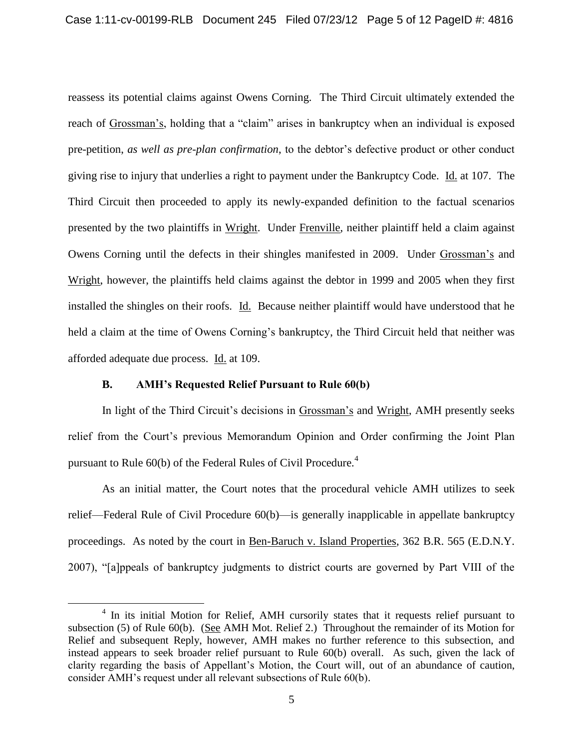reassess its potential claims against Owens Corning. The Third Circuit ultimately extended the reach of Grossman's, holding that a "claim" arises in bankruptcy when an individual is exposed pre-petition, *as well as pre-plan confirmation*, to the debtor's defective product or other conduct giving rise to injury that underlies a right to payment under the Bankruptcy Code. Id. at 107. The Third Circuit then proceeded to apply its newly-expanded definition to the factual scenarios presented by the two plaintiffs in Wright. Under Frenville, neither plaintiff held a claim against Owens Corning until the defects in their shingles manifested in 2009. Under Grossman's and Wright, however, the plaintiffs held claims against the debtor in 1999 and 2005 when they first installed the shingles on their roofs. Id. Because neither plaintiff would have understood that he held a claim at the time of Owens Corning's bankruptcy, the Third Circuit held that neither was afforded adequate due process. Id. at 109.

### B. AMH's Requested Relief Pursuant to Rule 60(b)

In light of the Third Circuit's decisions in Grossman's and Wright, AMH presently seeks relief from the Court's previous Memorandum Opinion and Order confirming the Joint Plan pursuant to Rule 60(b) of the Federal Rules of Civil Procedure.[4]

As an initial matter, the Court notes that the procedural vehicle AMH utilizes to seek relief—Federal Rule of Civil Procedure 60(b)—is generally inapplicable in appellate bankruptcy proceedings. As noted by the court in Ben-Baruch v. Island Properties, 362 B.R. 565 (E.D.N.Y. 2007), "[a]ppeals of bankruptcy judgments to district courts are governed by Part VIII of the

[4] In its initial Motion for Relief, AMH cursorily states that it requests relief pursuant to subsection (5) of Rule 60(b). (See AMH Mot. Relief 2.) Throughout the remainder of its Motion for Relief and subsequent Reply, however, AMH makes no further reference to this subsection, and instead appears to seek broader relief pursuant to Rule 60(b) overall. As such, given the lack of clarity regarding the basis of Appellant's Motion, the Court will, out of an abundance of caution, consider AMH's request under all relevant subsections of Rule 60(b).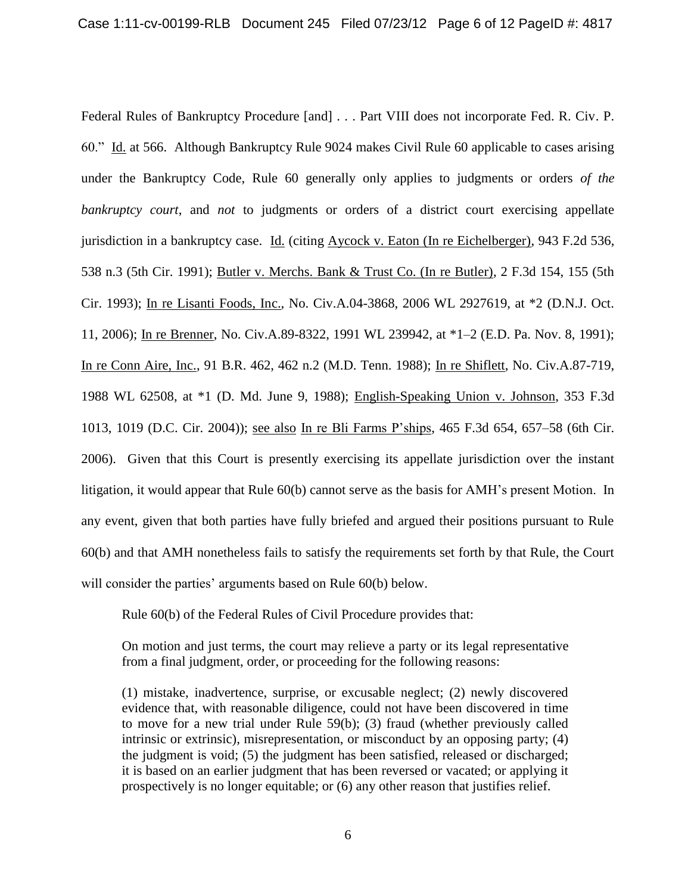Federal Rules of Bankruptcy Procedure [and] . . . Part VIII does not incorporate Fed. R. Civ. P. 60." Id. at 566. Although Bankruptcy Rule 9024 makes Civil Rule 60 applicable to cases arising under the Bankruptcy Code, Rule 60 generally only applies to judgments or orders *of the bankruptcy court*, and *not* to judgments or orders of a district court exercising appellate jurisdiction in a bankruptcy case. Id. (citing Aycock v. Eaton (In re Eichelberger), 943 F.2d 536, 538 n.3 (5th Cir. 1991); Butler v. Merchs. Bank & Trust Co. (In re Butler), 2 F.3d 154, 155 (5th Cir. 1993); In re Lisanti Foods, Inc., No. Civ.A.04-3868, 2006 WL 2927619, at *2 (D.N.J. Oct. 11, 2006); In re Brenner, No. Civ.A.89-8322, 1991 WL 239942, at *1–2 (E.D. Pa. Nov. 8, 1991); In re Conn Aire, Inc., 91 B.R. 462, 462 n.2 (M.D. Tenn. 1988); In re Shiflett, No. Civ.A.87-719, 1988 WL 62508, at *1 (D. Md. June 9, 1988); English-Speaking Union v. Johnson, 353 F.3d 1013, 1019 (D.C. Cir. 2004)); see also In re Bli Farms P'ships, 465 F.3d 654, 657–58 (6th Cir. 2006). Given that this Court is presently exercising its appellate jurisdiction over the instant litigation, it would appear that Rule 60(b) cannot serve as the basis for AMH's present Motion. In any event, given that both parties have fully briefed and argued their positions pursuant to Rule 60(b) and that AMH nonetheless fails to satisfy the requirements set forth by that Rule, the Court will consider the parties' arguments based on Rule 60(b) below.

Rule 60(b) of the Federal Rules of Civil Procedure provides that:

> On motion and just terms, the court may relieve a party or its legal representative from a final judgment, order, or proceeding for the following reasons:
>
> (1) mistake, inadvertence, surprise, or excusable neglect; (2) newly discovered evidence that, with reasonable diligence, could not have been discovered in time to move for a new trial under Rule 59(b); (3) fraud (whether previously called intrinsic or extrinsic), misrepresentation, or misconduct by an opposing party; (4) the judgment is void; (5) the judgment has been satisfied, released or discharged; it is based on an earlier judgment that has been reversed or vacated; or applying it prospectively is no longer equitable; or (6) any other reason that justifies relief.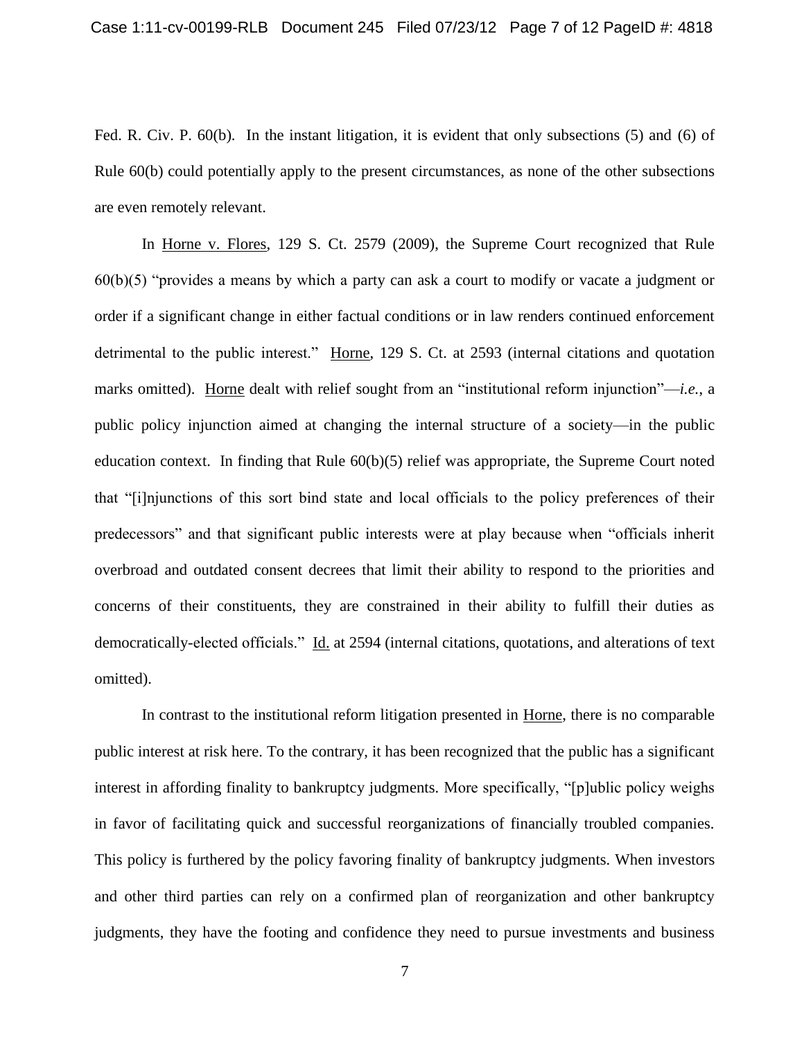Fed. R. Civ. P. 60(b). In the instant litigation, it is evident that only subsections (5) and (6) of Rule 60(b) could potentially apply to the present circumstances, as none of the other subsections are even remotely relevant.

In Horne v. Flores, 129 S. Ct. 2579 (2009), the Supreme Court recognized that Rule 60(b)(5) "provides a means by which a party can ask a court to modify or vacate a judgment or order if a significant change in either factual conditions or in law renders continued enforcement detrimental to the public interest." Horne, 129 S. Ct. at 2593 (internal citations and quotation marks omitted). Horne dealt with relief sought from an "institutional reform injunction"—*i.e.*, a public policy injunction aimed at changing the internal structure of a society—in the public education context. In finding that Rule 60(b)(5) relief was appropriate, the Supreme Court noted that "[i]njunctions of this sort bind state and local officials to the policy preferences of their predecessors" and that significant public interests were at play because when "officials inherit overbroad and outdated consent decrees that limit their ability to respond to the priorities and concerns of their constituents, they are constrained in their ability to fulfill their duties as democratically-elected officials." Id. at 2594 (internal citations, quotations, and alterations of text omitted).

In contrast to the institutional reform litigation presented in Horne, there is no comparable public interest at risk here. To the contrary, it has been recognized that the public has a significant interest in affording finality to bankruptcy judgments. More specifically, "[p]ublic policy weighs in favor of facilitating quick and successful reorganizations of financially troubled companies. This policy is furthered by the policy favoring finality of bankruptcy judgments. When investors and other third parties can rely on a confirmed plan of reorganization and other bankruptcy judgments, they have the footing and confidence they need to pursue investments and business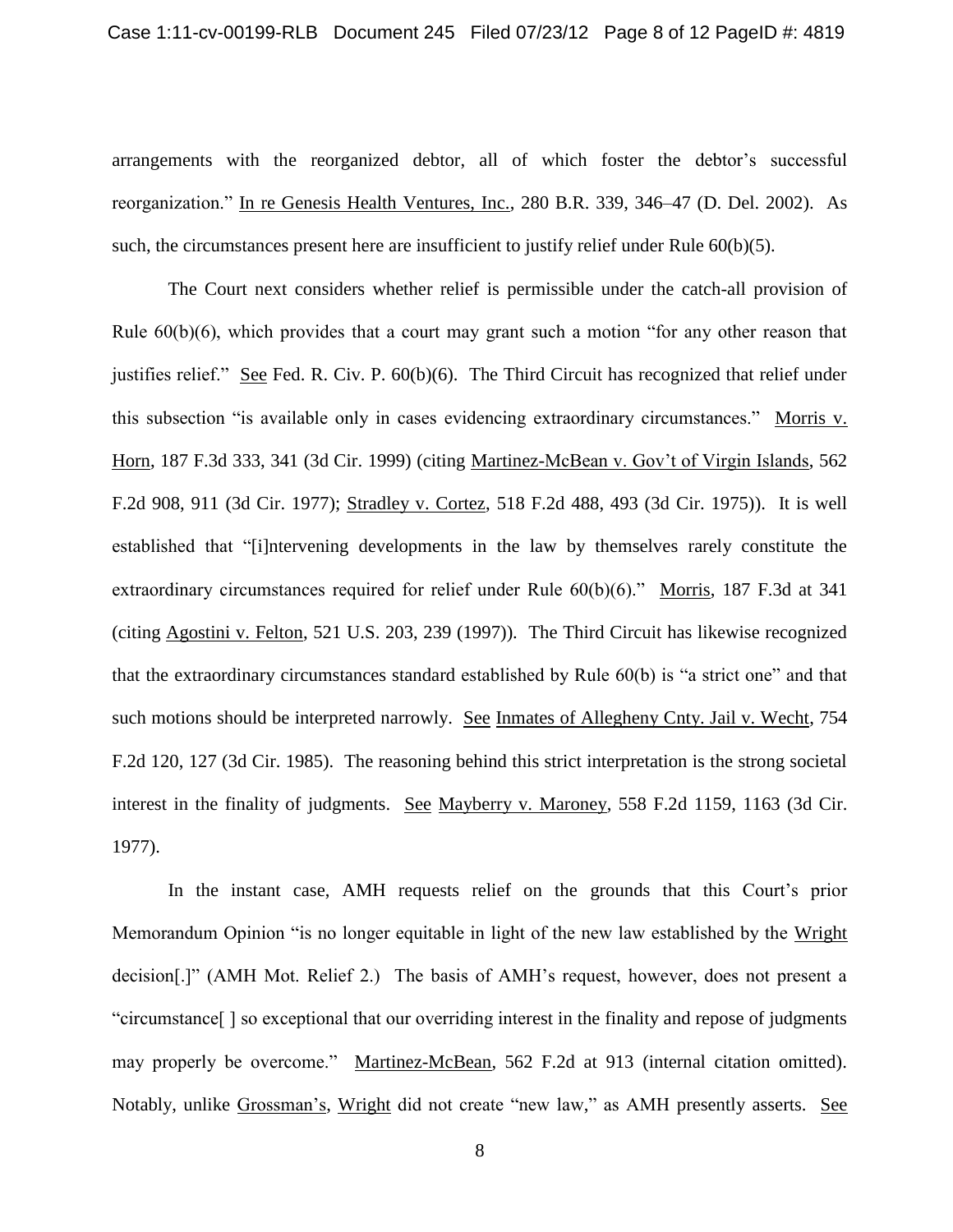arrangements with the reorganized debtor, all of which foster the debtor's successful reorganization." In re Genesis Health Ventures, Inc., 280 B.R. 339, 346–47 (D. Del. 2002). As such, the circumstances present here are insufficient to justify relief under Rule 60(b)(5).

The Court next considers whether relief is permissible under the catch-all provision of Rule 60(b)(6), which provides that a court may grant such a motion "for any other reason that justifies relief." See Fed. R. Civ. P. 60(b)(6). The Third Circuit has recognized that relief under this subsection "is available only in cases evidencing extraordinary circumstances." Morris v. Horn, 187 F.3d 333, 341 (3d Cir. 1999) (citing Martinez-McBean v. Gov't of Virgin Islands, 562 F.2d 908, 911 (3d Cir. 1977); Stradley v. Cortez, 518 F.2d 488, 493 (3d Cir. 1975)). It is well established that "[i]ntervening developments in the law by themselves rarely constitute the extraordinary circumstances required for relief under Rule 60(b)(6)." Morris, 187 F.3d at 341 (citing Agostini v. Felton, 521 U.S. 203, 239 (1997)). The Third Circuit has likewise recognized that the extraordinary circumstances standard established by Rule 60(b) is "a strict one" and that such motions should be interpreted narrowly. See Inmates of Allegheny Cnty. Jail v. Wecht, 754 F.2d 120, 127 (3d Cir. 1985). The reasoning behind this strict interpretation is the strong societal interest in the finality of judgments. See Mayberry v. Maroney, 558 F.2d 1159, 1163 (3d Cir. 1977).

In the instant case, AMH requests relief on the grounds that this Court's prior Memorandum Opinion "is no longer equitable in light of the new law established by the Wright decision[.]" (AMH Mot. Relief 2.) The basis of AMH's request, however, does not present a "circumstance[ ] so exceptional that our overriding interest in the finality and repose of judgments may properly be overcome." Martinez-McBean, 562 F.2d at 913 (internal citation omitted). Notably, unlike Grossman's, Wright did not create "new law," as AMH presently asserts. See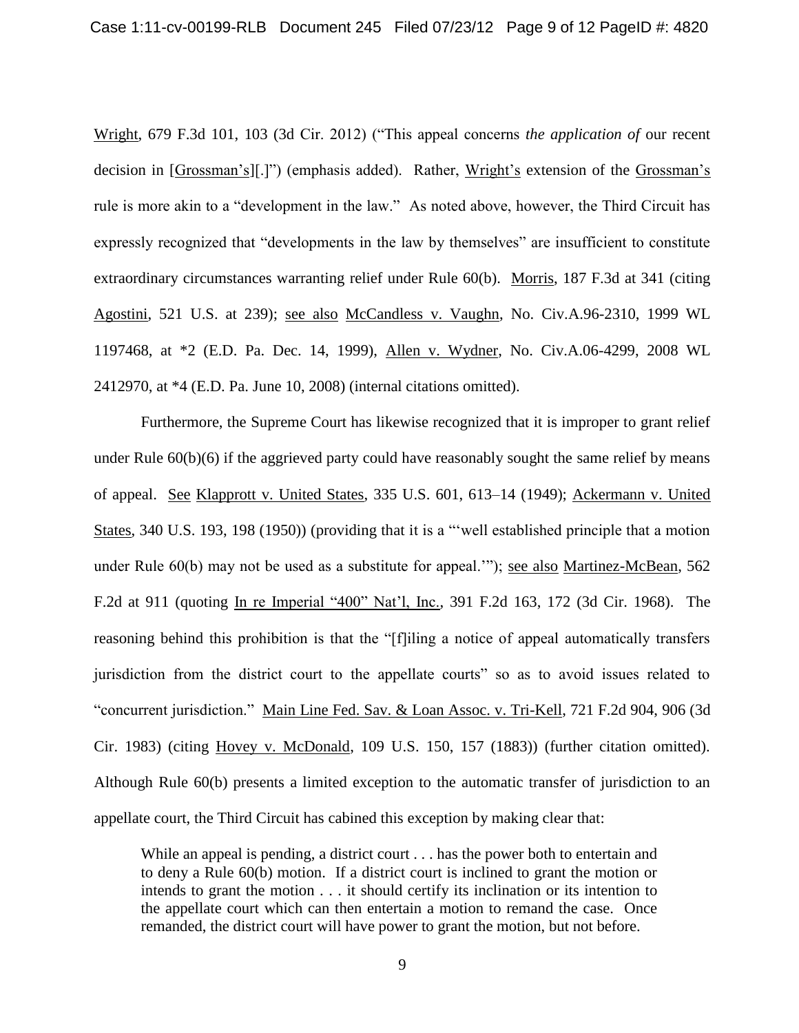Wright, 679 F.3d 101, 103 (3d Cir. 2012) ("This appeal concerns *the application of* our recent decision in [Grossman's][.]") (emphasis added). Rather, Wright's extension of the Grossman's rule is more akin to a "development in the law." As noted above, however, the Third Circuit has expressly recognized that "developments in the law by themselves" are insufficient to constitute extraordinary circumstances warranting relief under Rule 60(b). Morris, 187 F.3d at 341 (citing Agostini, 521 U.S. at 239); see also McCandless v. Vaughn, No. Civ.A.96-2310, 1999 WL 1197468, at *2 (E.D. Pa. Dec. 14, 1999), Allen v. Wydner, No. Civ.A.06-4299, 2008 WL 2412970, at *4 (E.D. Pa. June 10, 2008) (internal citations omitted).

Furthermore, the Supreme Court has likewise recognized that it is improper to grant relief under Rule 60(b)(6) if the aggrieved party could have reasonably sought the same relief by means of appeal. See Klapprott v. United States, 335 U.S. 601, 613–14 (1949); Ackermann v. United States, 340 U.S. 193, 198 (1950)) (providing that it is a "'well established principle that a motion under Rule 60(b) may not be used as a substitute for appeal.'"); see also Martinez-McBean, 562 F.2d at 911 (quoting In re Imperial "400" Nat'l, Inc., 391 F.2d 163, 172 (3d Cir. 1968). The reasoning behind this prohibition is that the "[f]iling a notice of appeal automatically transfers jurisdiction from the district court to the appellate courts" so as to avoid issues related to "concurrent jurisdiction." Main Line Fed. Sav. & Loan Assoc. v. Tri-Kell, 721 F.2d 904, 906 (3d Cir. 1983) (citing Hovey v. McDonald, 109 U.S. 150, 157 (1883)) (further citation omitted). Although Rule 60(b) presents a limited exception to the automatic transfer of jurisdiction to an appellate court, the Third Circuit has cabined this exception by making clear that:

> While an appeal is pending, a district court . . . has the power both to entertain and to deny a Rule 60(b) motion. If a district court is inclined to grant the motion or intends to grant the motion . . . it should certify its inclination or its intention to the appellate court which can then entertain a motion to remand the case. Once remanded, the district court will have power to grant the motion, but not before.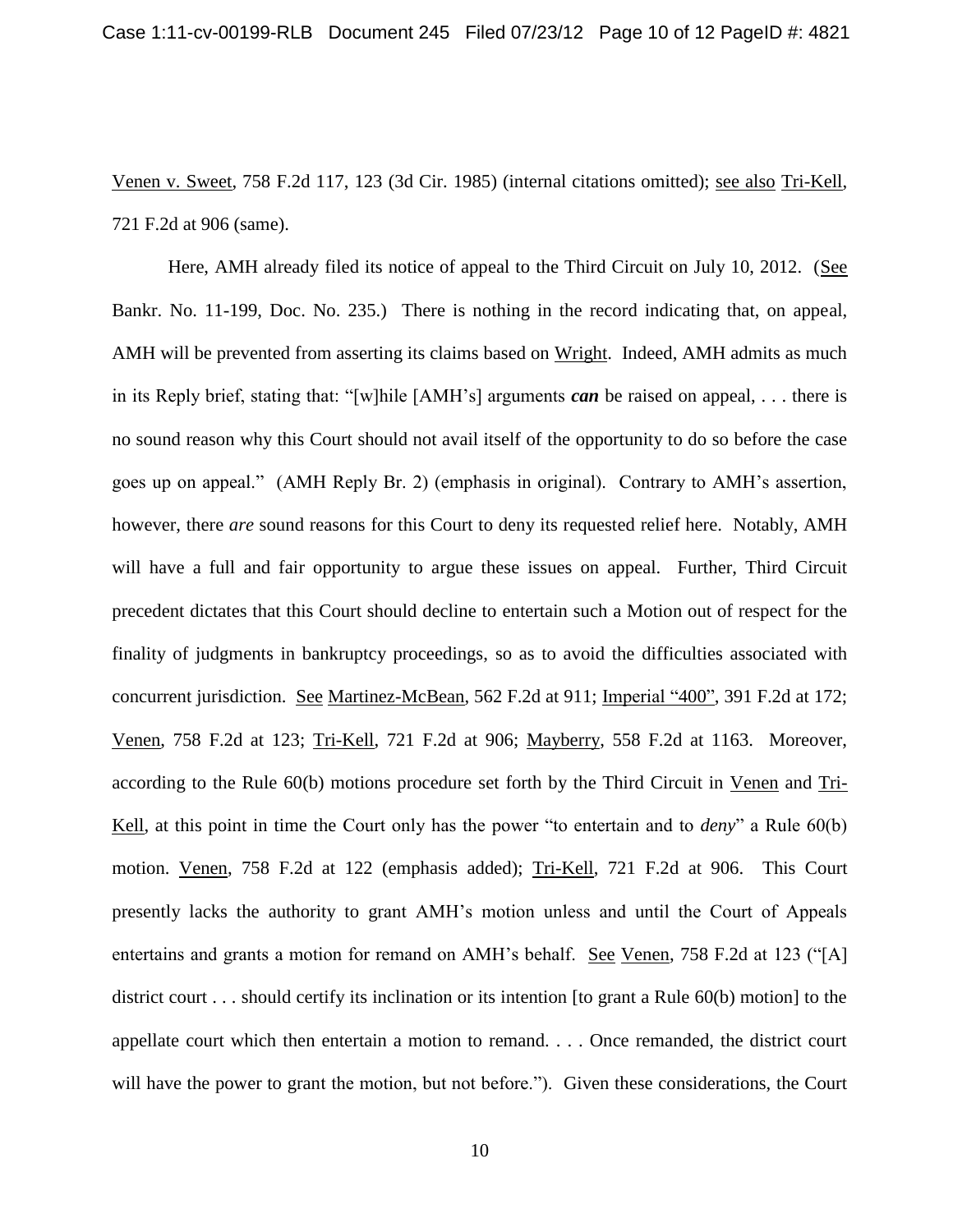Venen v. Sweet, 758 F.2d 117, 123 (3d Cir. 1985) (internal citations omitted); see also Tri-Kell, 721 F.2d at 906 (same).

Here, AMH already filed its notice of appeal to the Third Circuit on July 10, 2012. (See Bankr. No. 11-199, Doc. No. 235.) There is nothing in the record indicating that, on appeal, AMH will be prevented from asserting its claims based on Wright. Indeed, AMH admits as much in its Reply brief, stating that: "[w]hile [AMH's] arguments ***can*** be raised on appeal, . . . there is no sound reason why this Court should not avail itself of the opportunity to do so before the case goes up on appeal." (AMH Reply Br. 2) (emphasis in original). Contrary to AMH's assertion, however, there *are* sound reasons for this Court to deny its requested relief here. Notably, AMH will have a full and fair opportunity to argue these issues on appeal. Further, Third Circuit precedent dictates that this Court should decline to entertain such a Motion out of respect for the finality of judgments in bankruptcy proceedings, so as to avoid the difficulties associated with concurrent jurisdiction. See Martinez-McBean, 562 F.2d at 911; Imperial "400", 391 F.2d at 172; Venen, 758 F.2d at 123; Tri-Kell, 721 F.2d at 906; Mayberry, 558 F.2d at 1163. Moreover, according to the Rule 60(b) motions procedure set forth by the Third Circuit in Venen and Tri-Kell, at this point in time the Court only has the power "to entertain and to *deny*" a Rule 60(b) motion. Venen, 758 F.2d at 122 (emphasis added); Tri-Kell, 721 F.2d at 906. This Court presently lacks the authority to grant AMH's motion unless and until the Court of Appeals entertains and grants a motion for remand on AMH's behalf. See Venen, 758 F.2d at 123 ("[A] district court . . . should certify its inclination or its intention [to grant a Rule 60(b) motion] to the appellate court which then entertain a motion to remand. . . . Once remanded, the district court will have the power to grant the motion, but not before."). Given these considerations, the Court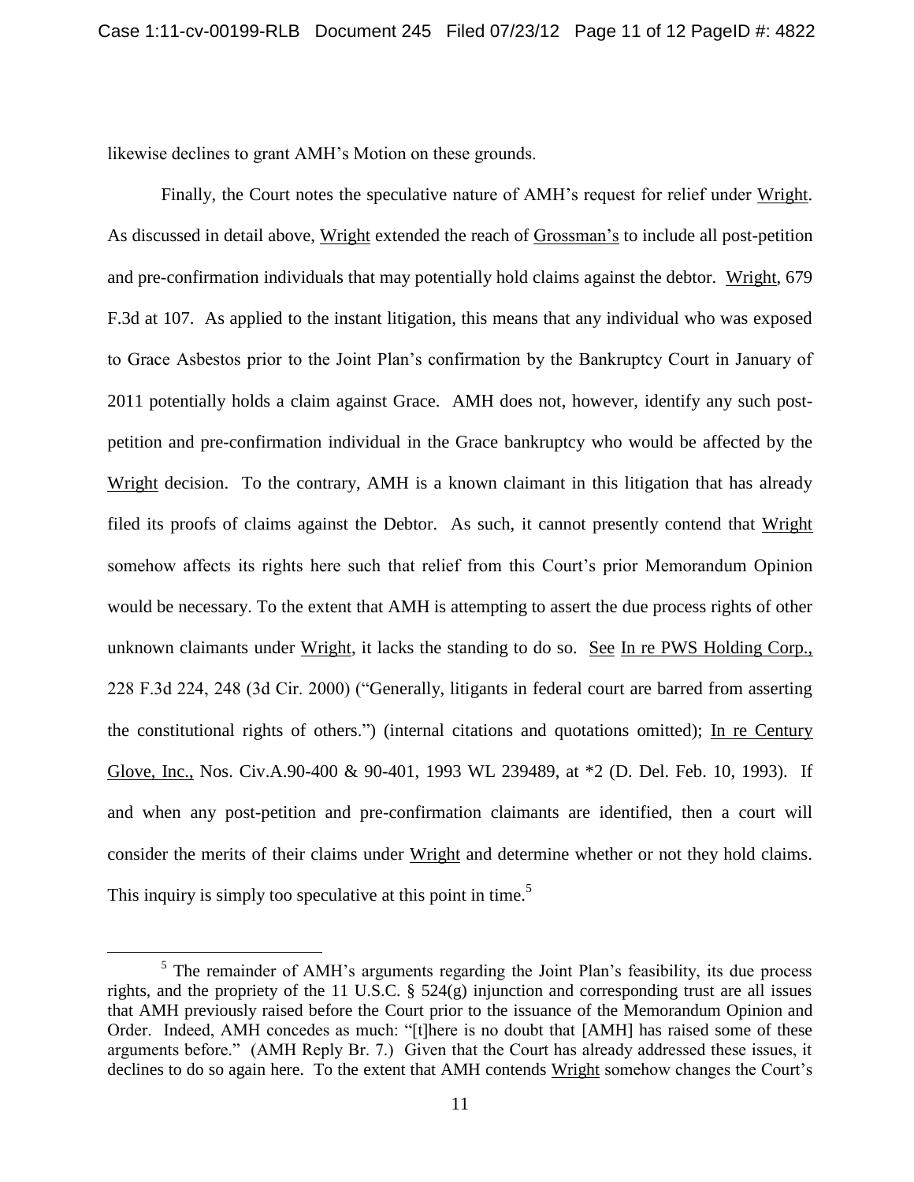likewise declines to grant AMH's Motion on these grounds.

Finally, the Court notes the speculative nature of AMH's request for relief under Wright. As discussed in detail above, Wright extended the reach of Grossman's to include all post-petition and pre-confirmation individuals that may potentially hold claims against the debtor. Wright, 679 F.3d at 107. As applied to the instant litigation, this means that any individual who was exposed to Grace Asbestos prior to the Joint Plan's confirmation by the Bankruptcy Court in January of 2011 potentially holds a claim against Grace. AMH does not, however, identify any such post-petition and pre-confirmation individual in the Grace bankruptcy who would be affected by the Wright decision. To the contrary, AMH is a known claimant in this litigation that has already filed its proofs of claims against the Debtor. As such, it cannot presently contend that Wright somehow affects its rights here such that relief from this Court's prior Memorandum Opinion would be necessary. To the extent that AMH is attempting to assert the due process rights of other unknown claimants under Wright, it lacks the standing to do so. See In re PWS Holding Corp., 228 F.3d 224, 248 (3d Cir. 2000) ("Generally, litigants in federal court are barred from asserting the constitutional rights of others.") (internal citations and quotations omitted); In re Century Glove, Inc., Nos. Civ.A.90-400 & 90-401, 1993 WL 239489, at *2 (D. Del. Feb. 10, 1993). If and when any post-petition and pre-confirmation claimants are identified, then a court will consider the merits of their claims under Wright and determine whether or not they hold claims. This inquiry is simply too speculative at this point in time.[5]

[5] The remainder of AMH's arguments regarding the Joint Plan's feasibility, its due process rights, and the propriety of the 11 U.S.C. § 524(g) injunction and corresponding trust are all issues that AMH previously raised before the Court prior to the issuance of the Memorandum Opinion and Order. Indeed, AMH concedes as much: "[t]here is no doubt that [AMH] has raised some of these arguments before." (AMH Reply Br. 7.) Given that the Court has already addressed these issues, it declines to do so again here. To the extent that AMH contends Wright somehow changes the Court's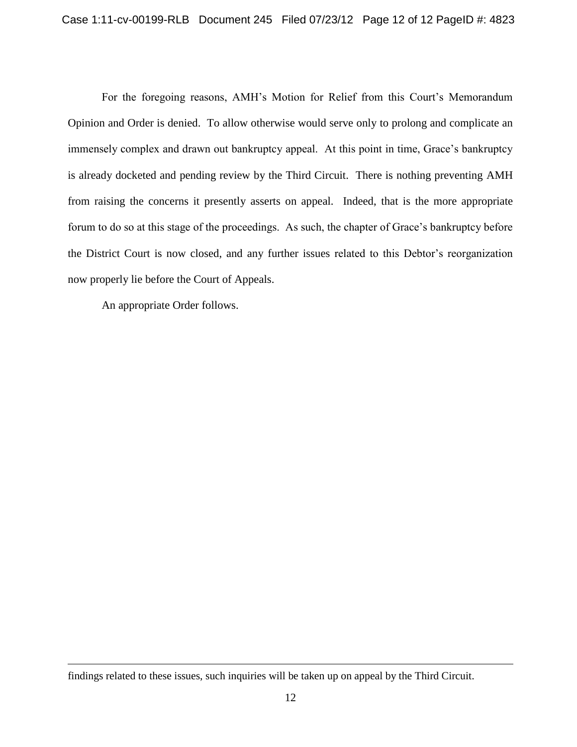For the foregoing reasons, AMH's Motion for Relief from this Court's Memorandum Opinion and Order is denied. To allow otherwise would serve only to prolong and complicate an immensely complex and drawn out bankruptcy appeal. At this point in time, Grace's bankruptcy is already docketed and pending review by the Third Circuit. There is nothing preventing AMH from raising the concerns it presently asserts on appeal. Indeed, that is the more appropriate forum to do so at this stage of the proceedings. As such, the chapter of Grace's bankruptcy before the District Court is now closed, and any further issues related to this Debtor's reorganization now properly lie before the Court of Appeals.

An appropriate Order follows.

---

findings related to these issues, such inquiries will be taken up on appeal by the Third Circuit.